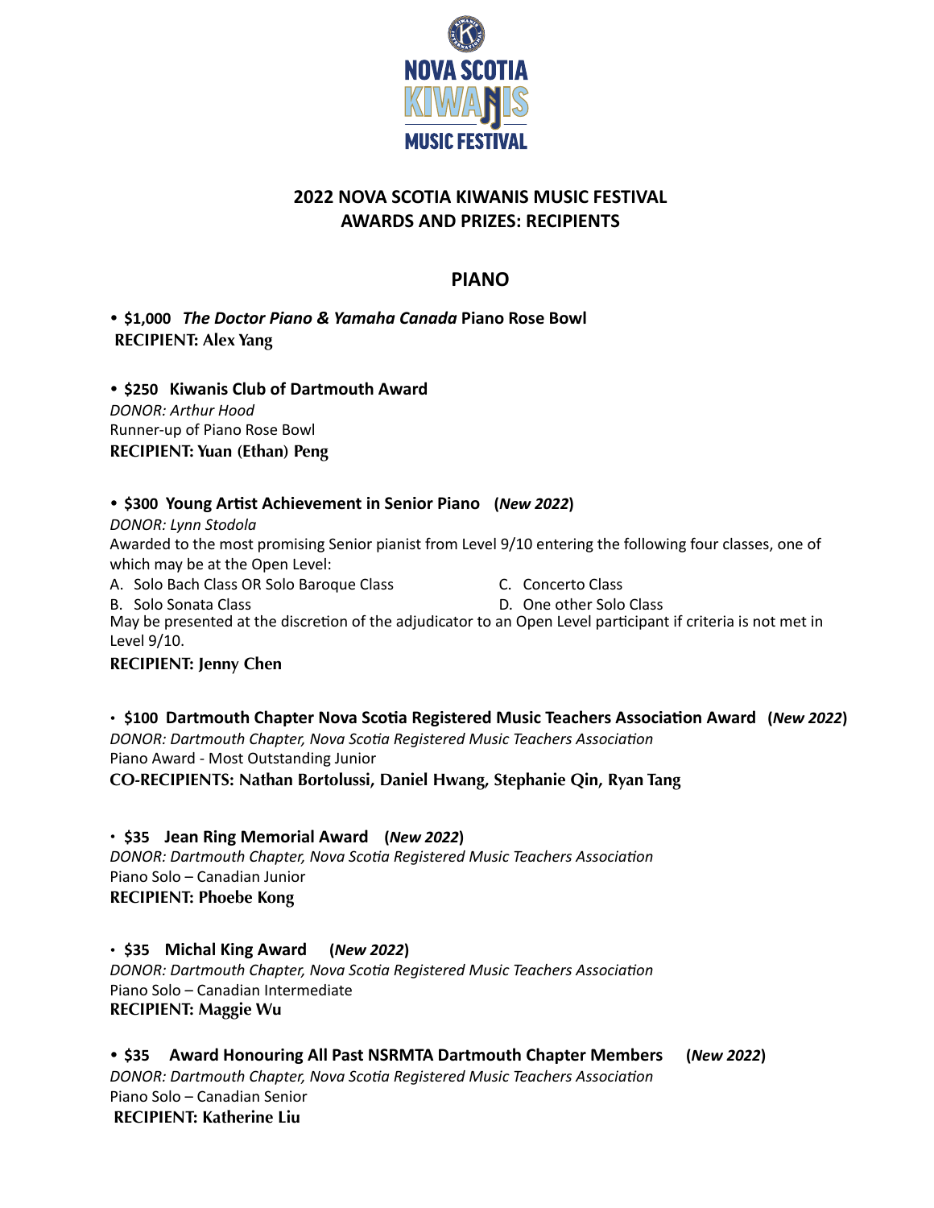NOVA SCOTIA KIWANIS MUSIC FESTIVAL

# 2022 NOVA SCOTIA KIWANIS MUSIC FESTIVAL
# AWARDS AND PRIZES: RECIPIENTS

## PIANO

• **$1,000** ***The Doctor Piano & Yamaha Canada*** **Piano Rose Bowl**
**RECIPIENT: Alex Yang**

• **$250 Kiwanis Club of Dartmouth Award**
*DONOR: Arthur Hood*
Runner-up of Piano Rose Bowl
**RECIPIENT: Yuan (Ethan) Peng**

• **$300 Young Artist Achievement in Senior Piano (*New 2022*)**
*DONOR: Lynn Stodola*
Awarded to the most promising Senior pianist from Level 9/10 entering the following four classes, one of which may be at the Open Level:

A. Solo Bach Class OR Solo Baroque Class
B. Solo Sonata Class
C. Concerto Class
D. One other Solo Class

May be presented at the discretion of the adjudicator to an Open Level participant if criteria is not met in Level 9/10.
**RECIPIENT: Jenny Chen**

• **$100 Dartmouth Chapter Nova Scotia Registered Music Teachers Association Award (*New 2022*)**
*DONOR: Dartmouth Chapter, Nova Scotia Registered Music Teachers Association*
Piano Award - Most Outstanding Junior
**CO-RECIPIENTS: Nathan Bortolussi, Daniel Hwang, Stephanie Qin, Ryan Tang**

• **$35 Jean Ring Memorial Award (*New 2022*)**
*DONOR: Dartmouth Chapter, Nova Scotia Registered Music Teachers Association*
Piano Solo – Canadian Junior
**RECIPIENT: Phoebe Kong**

• **$35 Michal King Award (*New 2022*)**
*DONOR: Dartmouth Chapter, Nova Scotia Registered Music Teachers Association*
Piano Solo – Canadian Intermediate
**RECIPIENT: Maggie Wu**

• **$35 Award Honouring All Past NSRMTA Dartmouth Chapter Members (*New 2022*)**
*DONOR: Dartmouth Chapter, Nova Scotia Registered Music Teachers Association*
Piano Solo – Canadian Senior
**RECIPIENT: Katherine Liu**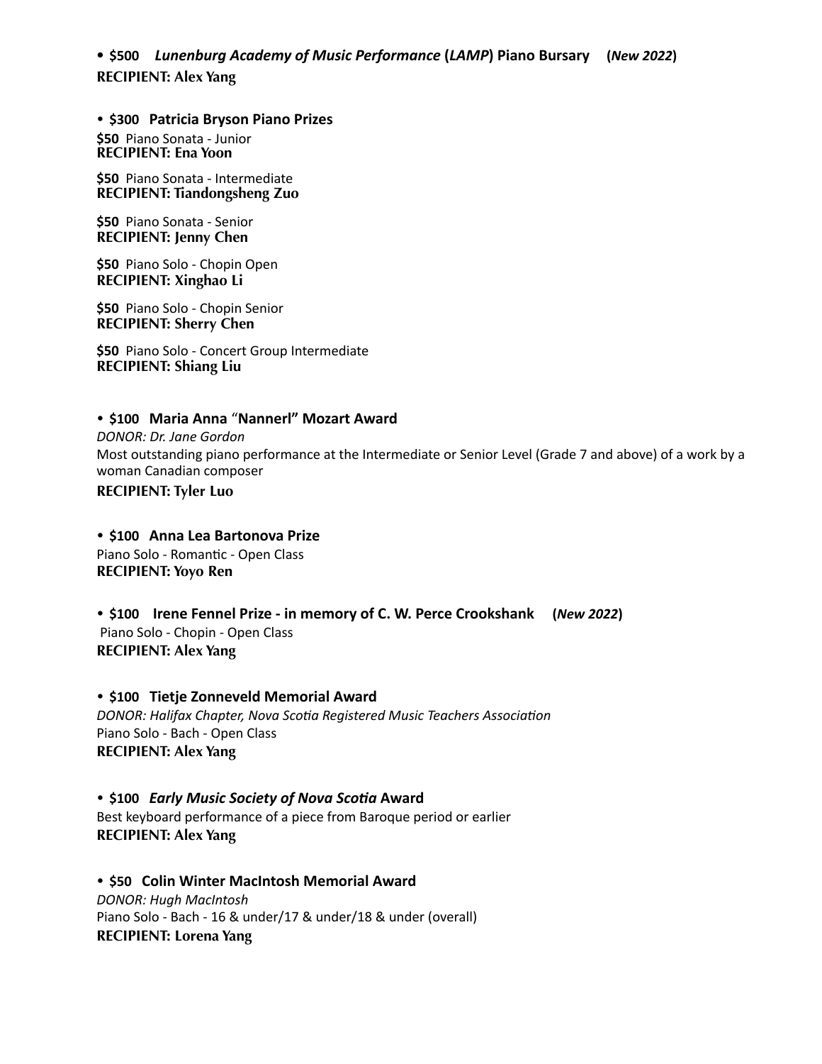• **$500** ***Lunenburg Academy of Music Performance*** **(*LAMP*) Piano Bursary** **(*New 2022*)**
**RECIPIENT: Alex Yang**

• **$300 Patricia Bryson Piano Prizes**

**$50** Piano Sonata - Junior
**RECIPIENT: Ena Yoon**

**$50** Piano Sonata - Intermediate
**RECIPIENT: Tiandongsheng Zuo**

**$50** Piano Sonata - Senior
**RECIPIENT: Jenny Chen**

**$50** Piano Solo - Chopin Open
**RECIPIENT: Xinghao Li**

**$50** Piano Solo - Chopin Senior
**RECIPIENT: Sherry Chen**

**$50** Piano Solo - Concert Group Intermediate
**RECIPIENT: Shiang Liu**

• **$100 Maria Anna "Nannerl" Mozart Award**
*DONOR: Dr. Jane Gordon*
Most outstanding piano performance at the Intermediate or Senior Level (Grade 7 and above) of a work by a woman Canadian composer
**RECIPIENT: Tyler Luo**

• **$100 Anna Lea Bartonova Prize**
Piano Solo - Romantic - Open Class
**RECIPIENT: Yoyo Ren**

• **$100 Irene Fennel Prize - in memory of C. W. Perce Crookshank** **(*New 2022*)**
Piano Solo - Chopin - Open Class
**RECIPIENT: Alex Yang**

• **$100 Tietje Zonneveld Memorial Award**
*DONOR: Halifax Chapter, Nova Scotia Registered Music Teachers Association*
Piano Solo - Bach - Open Class
**RECIPIENT: Alex Yang**

• **$100** ***Early Music Society of Nova Scotia*** **Award**
Best keyboard performance of a piece from Baroque period or earlier
**RECIPIENT: Alex Yang**

• **$50 Colin Winter MacIntosh Memorial Award**
*DONOR: Hugh MacIntosh*
Piano Solo - Bach - 16 & under/17 & under/18 & under (overall)
**RECIPIENT: Lorena Yang**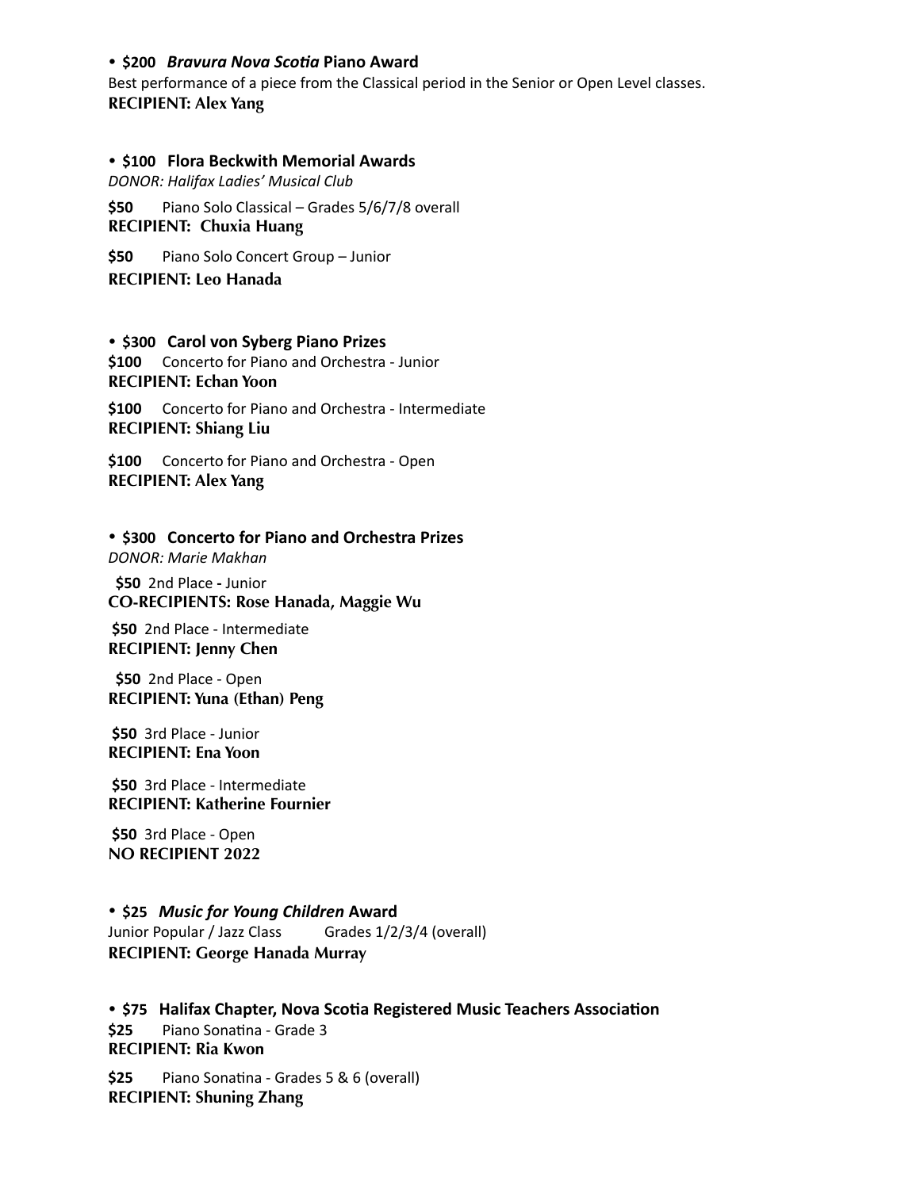- **$200** ***Bravura Nova Scotia*** **Piano Award**

Best performance of a piece from the Classical period in the Senior or Open Level classes.
**RECIPIENT: Alex Yang**

- **$100 Flora Beckwith Memorial Awards**

*DONOR: Halifax Ladies' Musical Club*

**$50** Piano Solo Classical – Grades 5/6/7/8 overall
**RECIPIENT: Chuxia Huang**

**$50** Piano Solo Concert Group – Junior
**RECIPIENT: Leo Hanada**

- **$300 Carol von Syberg Piano Prizes**

**$100** Concerto for Piano and Orchestra - Junior
**RECIPIENT: Echan Yoon**

**$100** Concerto for Piano and Orchestra - Intermediate
**RECIPIENT: Shiang Liu**

**$100** Concerto for Piano and Orchestra - Open
**RECIPIENT: Alex Yang**

- **$300 Concerto for Piano and Orchestra Prizes**

*DONOR: Marie Makhan*

**$50** 2nd Place **-** Junior
**CO-RECIPIENTS: Rose Hanada, Maggie Wu**

**$50** 2nd Place - Intermediate
**RECIPIENT: Jenny Chen**

**$50** 2nd Place - Open
**RECIPIENT: Yuna (Ethan) Peng**

**$50** 3rd Place - Junior
**RECIPIENT: Ena Yoon**

**$50** 3rd Place - Intermediate
**RECIPIENT: Katherine Fournier**

**$50** 3rd Place - Open
**NO RECIPIENT 2022**

- **$25** ***Music for Young Children*** **Award**

Junior Popular / Jazz Class Grades 1/2/3/4 (overall)
**RECIPIENT: George Hanada Murray**

- **$75 Halifax Chapter, Nova Scotia Registered Music Teachers Association**

**$25** Piano Sonatina - Grade 3
**RECIPIENT: Ria Kwon**

**$25** Piano Sonatina - Grades 5 & 6 (overall)
**RECIPIENT: Shuning Zhang**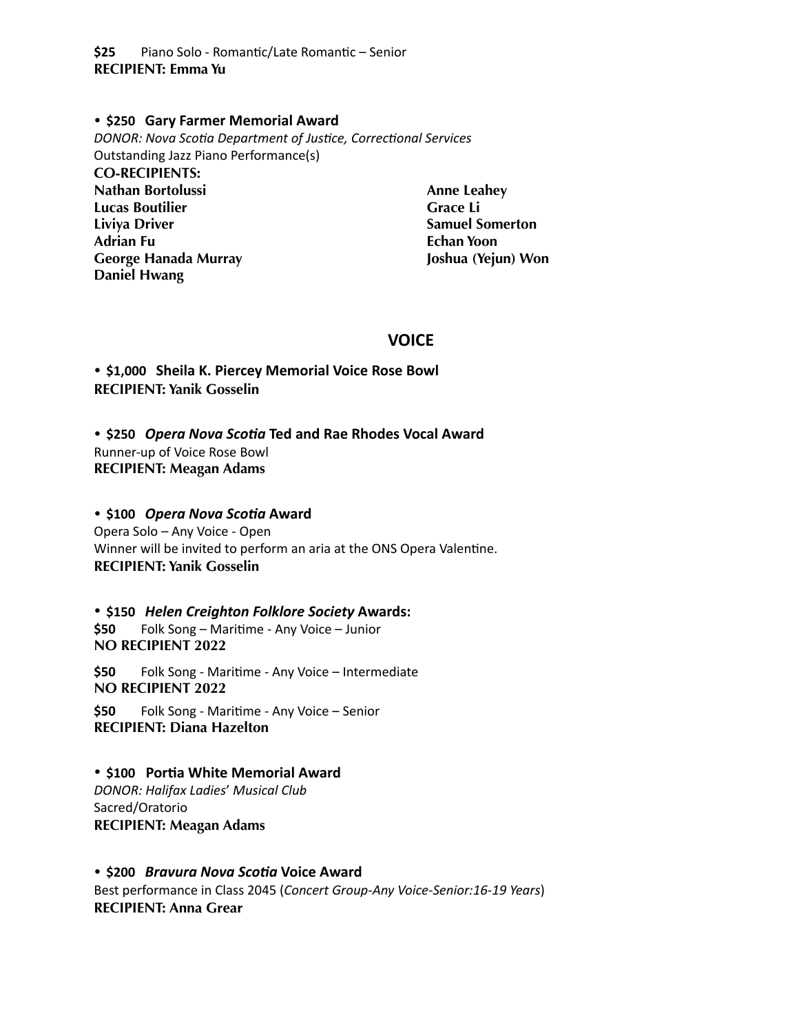**$25** Piano Solo - Romantic/Late Romantic – Senior
**RECIPIENT: Emma Yu**

• **$250 Gary Farmer Memorial Award**
*DONOR: Nova Scotia Department of Justice, Correctional Services*
Outstanding Jazz Piano Performance(s)
**CO-RECIPIENTS:**
**Nathan Bortolussi**
**Lucas Boutilier**
**Liviya Driver**
**Adrian Fu**
**George Hanada Murray**
**Daniel Hwang**
**Anne Leahey**
**Grace Li**
**Samuel Somerton**
**Echan Yoon**
**Joshua (Yejun) Won**

## VOICE

• **$1,000 Sheila K. Piercey Memorial Voice Rose Bowl**
**RECIPIENT: Yanik Gosselin**

• **$250 *Opera Nova Scotia* Ted and Rae Rhodes Vocal Award**
Runner-up of Voice Rose Bowl
**RECIPIENT: Meagan Adams**

• **$100 *Opera Nova Scotia* Award**
Opera Solo – Any Voice - Open
Winner will be invited to perform an aria at the ONS Opera Valentine.
**RECIPIENT: Yanik Gosselin**

• **$150 *Helen Creighton Folklore Society* Awards:**
**$50** Folk Song – Maritime - Any Voice – Junior
**NO RECIPIENT 2022**

**$50** Folk Song - Maritime - Any Voice – Intermediate
**NO RECIPIENT 2022**

**$50** Folk Song - Maritime - Any Voice – Senior
**RECIPIENT: Diana Hazelton**

• **$100 Portia White Memorial Award**
*DONOR: Halifax Ladies' Musical Club*
Sacred/Oratorio
**RECIPIENT: Meagan Adams**

• **$200 *Bravura Nova Scotia* Voice Award**
Best performance in Class 2045 (*Concert Group-Any Voice-Senior:16-19 Years*)
**RECIPIENT: Anna Grear**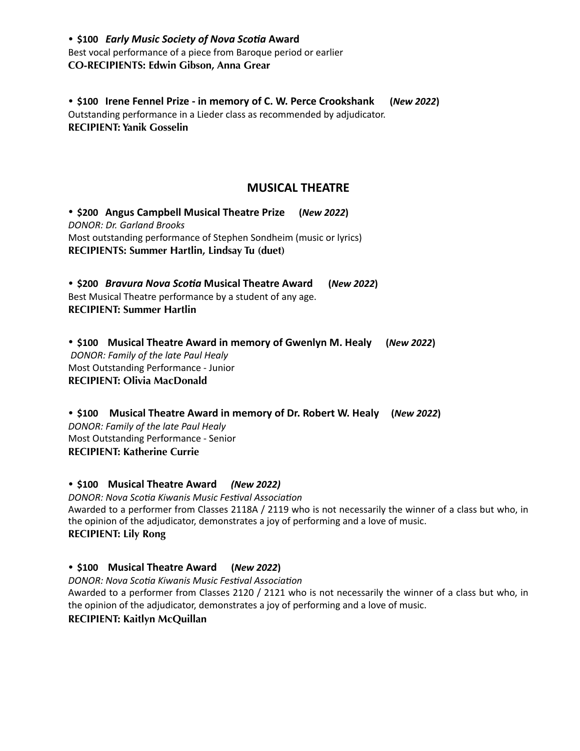• **$100** ***Early Music Society of Nova Scotia* Award**
Best vocal performance of a piece from Baroque period or earlier
**CO-RECIPIENTS: Edwin Gibson, Anna Grear**

• **$100 Irene Fennel Prize - in memory of C. W. Perce Crookshank (*New 2022*)**
Outstanding performance in a Lieder class as recommended by adjudicator.
**RECIPIENT: Yanik Gosselin**

## MUSICAL THEATRE

• **$200 Angus Campbell Musical Theatre Prize (*New 2022*)**
*DONOR: Dr. Garland Brooks*
Most outstanding performance of Stephen Sondheim (music or lyrics)
**RECIPIENTS: Summer Hartlin, Lindsay Tu (duet)**

• **$200** ***Bravura Nova Scotia* Musical Theatre Award (*New 2022*)**
Best Musical Theatre performance by a student of any age.
**RECIPIENT: Summer Hartlin**

• **$100 Musical Theatre Award in memory of Gwenlyn M. Healy (*New 2022*)**
*DONOR: Family of the late Paul Healy*
Most Outstanding Performance - Junior
**RECIPIENT: Olivia MacDonald**

• **$100 Musical Theatre Award in memory of Dr. Robert W. Healy (*New 2022*)**
*DONOR: Family of the late Paul Healy*
Most Outstanding Performance - Senior
**RECIPIENT: Katherine Currie**

• **$100 Musical Theatre Award *(New 2022)***
*DONOR: Nova Scotia Kiwanis Music Festival Association*
Awarded to a performer from Classes 2118A / 2119 who is not necessarily the winner of a class but who, in the opinion of the adjudicator, demonstrates a joy of performing and a love of music.
**RECIPIENT: Lily Rong**

• **$100 Musical Theatre Award (*New 2022*)**
*DONOR: Nova Scotia Kiwanis Music Festival Association*
Awarded to a performer from Classes 2120 / 2121 who is not necessarily the winner of a class but who, in the opinion of the adjudicator, demonstrates a joy of performing and a love of music.
**RECIPIENT: Kaitlyn McQuillan**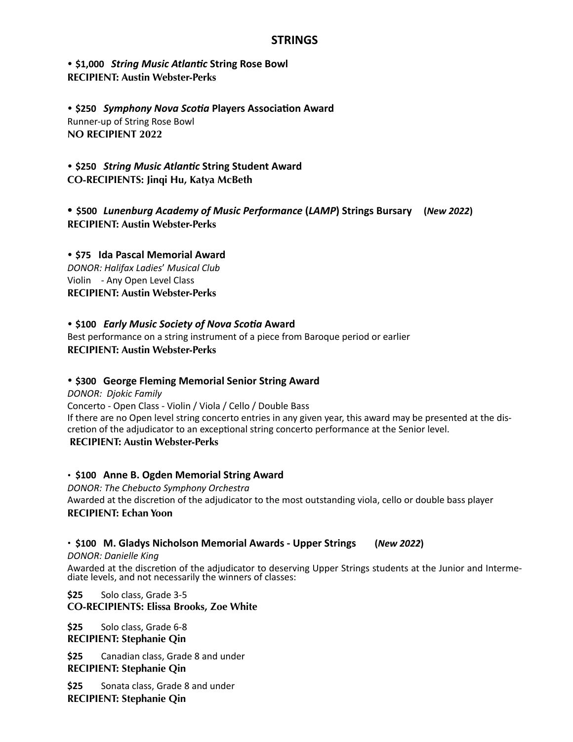## STRINGS

• **$1,000** ***String Music Atlantic*** **String Rose Bowl**
**RECIPIENT: Austin Webster-Perks**

• **$250** ***Symphony Nova Scotia*** **Players Association Award**
Runner-up of String Rose Bowl
**NO RECIPIENT 2022**

• **$250** ***String Music Atlantic*** **String Student Award**
**CO-RECIPIENTS: Jinqi Hu, Katya McBeth**

• **$500** ***Lunenburg Academy of Music Performance*** **(*LAMP*) Strings Bursary** **(*New 2022*)**
**RECIPIENT: Austin Webster-Perks**

• **$75** **Ida Pascal Memorial Award**
*DONOR: Halifax Ladies' Musical Club*
Violin - Any Open Level Class
**RECIPIENT: Austin Webster-Perks**

• **$100** ***Early Music Society of Nova Scotia*** **Award**
Best performance on a string instrument of a piece from Baroque period or earlier
**RECIPIENT: Austin Webster-Perks**

• **$300** **George Fleming Memorial Senior String Award**
*DONOR: Djokic Family*
Concerto - Open Class - Violin / Viola / Cello / Double Bass
If there are no Open level string concerto entries in any given year, this award may be presented at the discretion of the adjudicator to an exceptional string concerto performance at the Senior level.
**RECIPIENT: Austin Webster-Perks**

• **$100** **Anne B. Ogden Memorial String Award**
*DONOR: The Chebucto Symphony Orchestra*
Awarded at the discretion of the adjudicator to the most outstanding viola, cello or double bass player
**RECIPIENT: Echan Yoon**

• **$100** **M. Gladys Nicholson Memorial Awards - Upper Strings** **(*New 2022*)**
*DONOR: Danielle King*
Awarded at the discretion of the adjudicator to deserving Upper Strings students at the Junior and Intermediate levels, and not necessarily the winners of classes:

**$25** Solo class, Grade 3-5
**CO-RECIPIENTS: Elissa Brooks, Zoe White**

**$25** Solo class, Grade 6-8
**RECIPIENT: Stephanie Qin**

**$25** Canadian class, Grade 8 and under
**RECIPIENT: Stephanie Qin**

**$25** Sonata class, Grade 8 and under
**RECIPIENT: Stephanie Qin**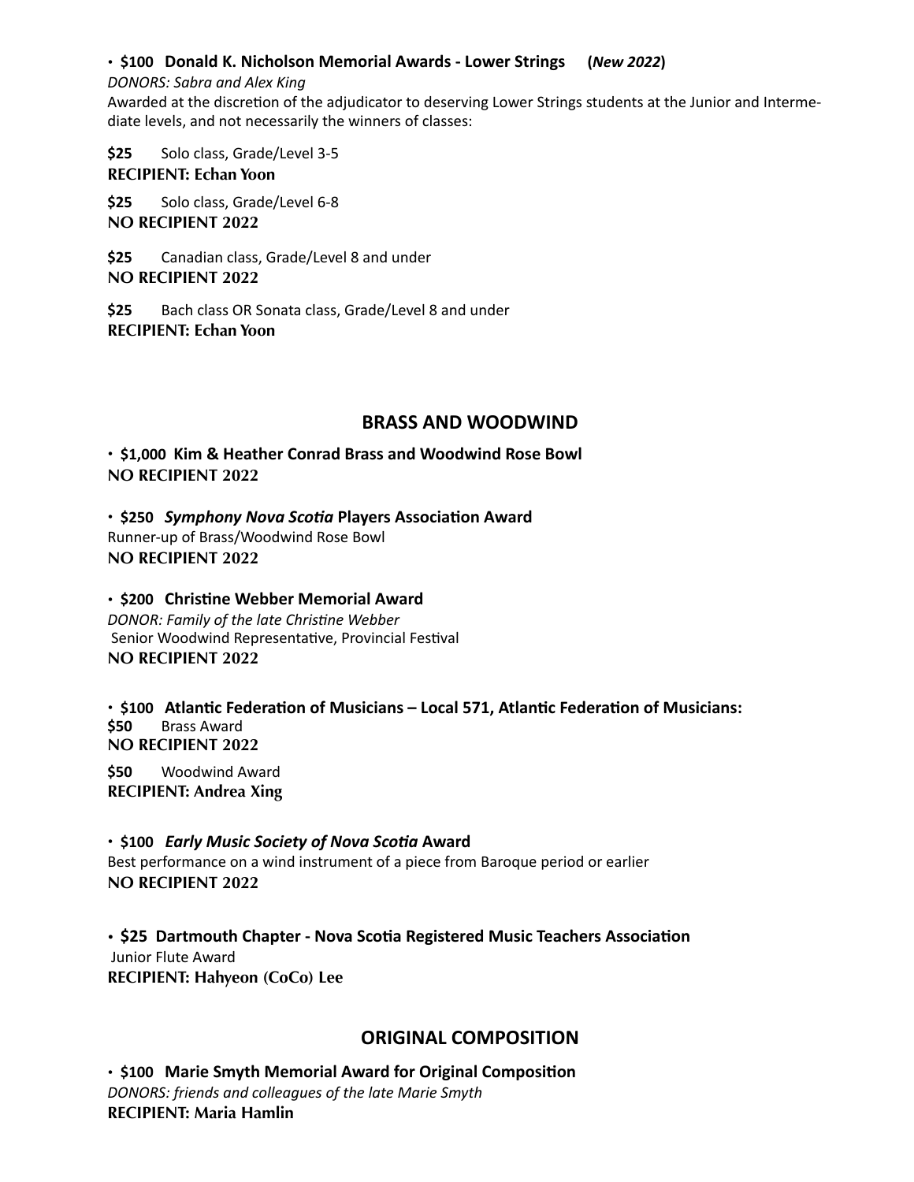• **$100 Donald K. Nicholson Memorial Awards - Lower Strings (*New 2022*)**
*DONORS: Sabra and Alex King*
Awarded at the discretion of the adjudicator to deserving Lower Strings students at the Junior and Intermediate levels, and not necessarily the winners of classes:

**$25** Solo class, Grade/Level 3-5
**RECIPIENT: Echan Yoon**

**$25** Solo class, Grade/Level 6-8
**NO RECIPIENT 2022**

**$25** Canadian class, Grade/Level 8 and under
**NO RECIPIENT 2022**

**$25** Bach class OR Sonata class, Grade/Level 8 and under
**RECIPIENT: Echan Yoon**

## BRASS AND WOODWIND

• **$1,000 Kim & Heather Conrad Brass and Woodwind Rose Bowl**
**NO RECIPIENT 2022**

• **$250 *Symphony Nova Scotia* Players Association Award**
Runner-up of Brass/Woodwind Rose Bowl
**NO RECIPIENT 2022**

• **$200 Christine Webber Memorial Award**
*DONOR: Family of the late Christine Webber*
Senior Woodwind Representative, Provincial Festival
**NO RECIPIENT 2022**

• **$100 Atlantic Federation of Musicians – Local 571, Atlantic Federation of Musicians:**
**$50** Brass Award
**NO RECIPIENT 2022**

**$50** Woodwind Award
**RECIPIENT: Andrea Xing**

• **$100 *Early Music Society of Nova Scotia* Award**
Best performance on a wind instrument of a piece from Baroque period or earlier
**NO RECIPIENT 2022**

• **$25 Dartmouth Chapter - Nova Scotia Registered Music Teachers Association**
Junior Flute Award
**RECIPIENT: Hahyeon (CoCo) Lee**

## ORIGINAL COMPOSITION

• **$100 Marie Smyth Memorial Award for Original Composition**
*DONORS: friends and colleagues of the late Marie Smyth*
**RECIPIENT: Maria Hamlin**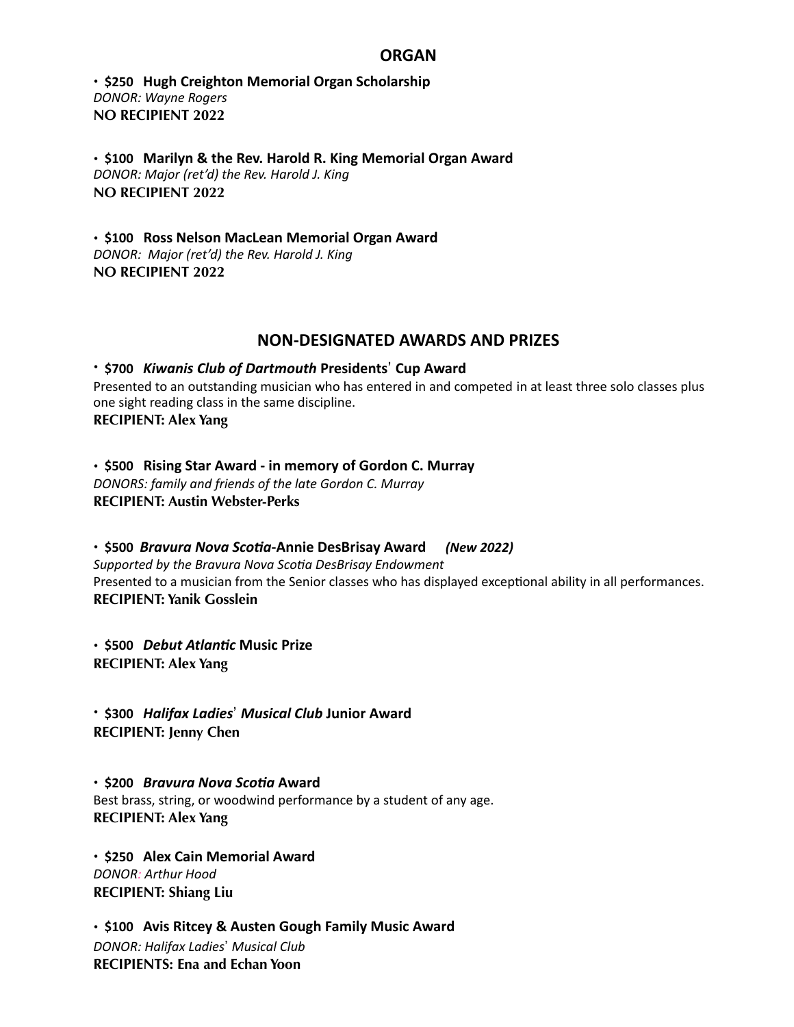## ORGAN

- **$250 Hugh Creighton Memorial Organ Scholarship**
*DONOR: Wayne Rogers*
**NO RECIPIENT 2022**

- **$100 Marilyn & the Rev. Harold R. King Memorial Organ Award**
*DONOR: Major (ret'd) the Rev. Harold J. King*
**NO RECIPIENT 2022**

- **$100 Ross Nelson MacLean Memorial Organ Award**
*DONOR: Major (ret'd) the Rev. Harold J. King*
**NO RECIPIENT 2022**

## NON-DESIGNATED AWARDS AND PRIZES

- **$700 *Kiwanis Club of Dartmouth* Presidents' Cup Award**
Presented to an outstanding musician who has entered in and competed in at least three solo classes plus one sight reading class in the same discipline.
**RECIPIENT: Alex Yang**

- **$500 Rising Star Award - in memory of Gordon C. Murray**
*DONORS: family and friends of the late Gordon C. Murray*
**RECIPIENT: Austin Webster-Perks**

- **$500 *Bravura Nova Scotia*-Annie DesBrisay Award** ***(New 2022)***
*Supported by the Bravura Nova Scotia DesBrisay Endowment*
Presented to a musician from the Senior classes who has displayed exceptional ability in all performances.
**RECIPIENT: Yanik Gosslein**

- **$500 *Debut Atlantic* Music Prize**
**RECIPIENT: Alex Yang**

- **$300 *Halifax Ladies' Musical Club* Junior Award**
**RECIPIENT: Jenny Chen**

- **$200 *Bravura Nova Scotia* Award**
Best brass, string, or woodwind performance by a student of any age.
**RECIPIENT: Alex Yang**

- **$250 Alex Cain Memorial Award**
*DONOR: Arthur Hood*
**RECIPIENT: Shiang Liu**

- **$100 Avis Ritcey & Austen Gough Family Music Award**
*DONOR: Halifax Ladies' Musical Club*
**RECIPIENTS: Ena and Echan Yoon**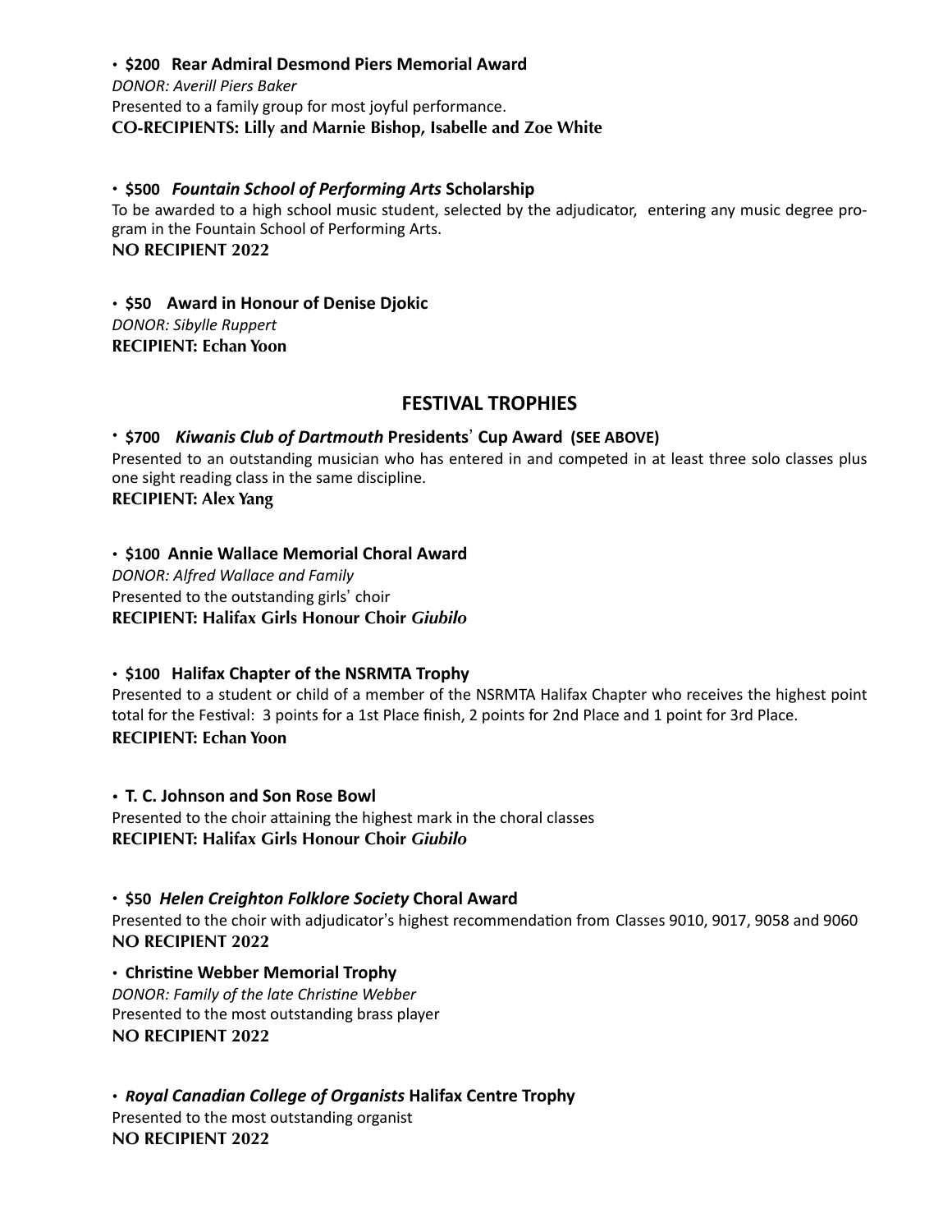- **$200 Rear Admiral Desmond Piers Memorial Award**

*DONOR: Averill Piers Baker*
Presented to a family group for most joyful performance.
**CO-RECIPIENTS: Lilly and Marnie Bishop, Isabelle and Zoe White**

- **$500 *Fountain School of Performing Arts* Scholarship**

To be awarded to a high school music student, selected by the adjudicator, entering any music degree program in the Fountain School of Performing Arts.
**NO RECIPIENT 2022**

- **$50 Award in Honour of Denise Djokic**

*DONOR: Sibylle Ruppert*
**RECIPIENT: Echan Yoon**

## FESTIVAL TROPHIES

- **$700 *Kiwanis Club of Dartmouth* Presidents' Cup Award (SEE ABOVE)**

Presented to an outstanding musician who has entered in and competed in at least three solo classes plus one sight reading class in the same discipline.
**RECIPIENT: Alex Yang**

- **$100 Annie Wallace Memorial Choral Award**

*DONOR: Alfred Wallace and Family*
Presented to the outstanding girls' choir
**RECIPIENT: Halifax Girls Honour Choir *Giubilo***

- **$100 Halifax Chapter of the NSRMTA Trophy**

Presented to a student or child of a member of the NSRMTA Halifax Chapter who receives the highest point total for the Festival: 3 points for a 1st Place finish, 2 points for 2nd Place and 1 point for 3rd Place.
**RECIPIENT: Echan Yoon**

- **T. C. Johnson and Son Rose Bowl**

Presented to the choir attaining the highest mark in the choral classes
**RECIPIENT: Halifax Girls Honour Choir *Giubilo***

- **$50 *Helen Creighton Folklore Society* Choral Award**

Presented to the choir with adjudicator's highest recommendation from Classes 9010, 9017, 9058 and 9060
**NO RECIPIENT 2022**

- **Christine Webber Memorial Trophy**

*DONOR: Family of the late Christine Webber*
Presented to the most outstanding brass player
**NO RECIPIENT 2022**

- ***Royal Canadian College of Organists* Halifax Centre Trophy**

Presented to the most outstanding organist
**NO RECIPIENT 2022**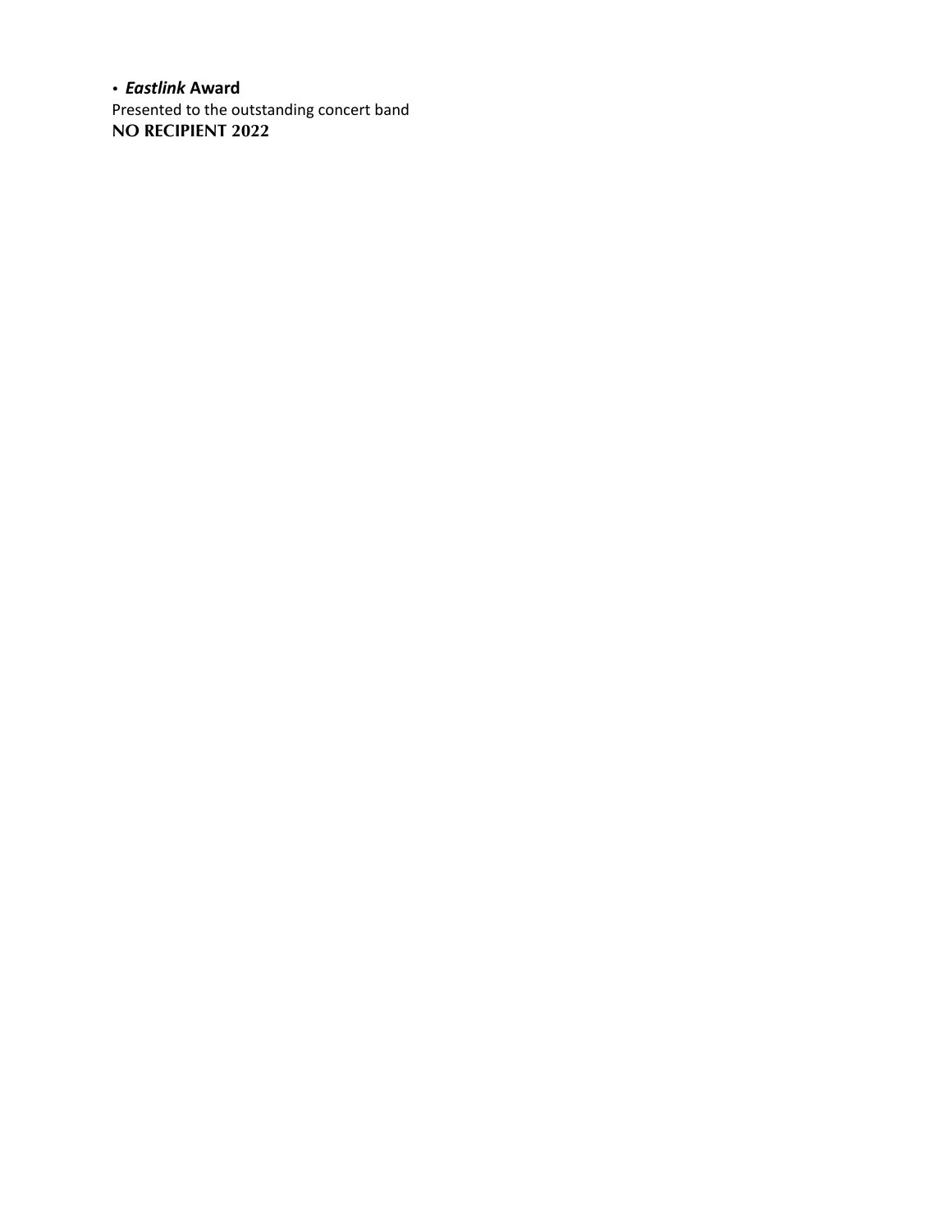- ***Eastlink* Award**

Presented to the outstanding concert band

**NO RECIPIENT 2022**